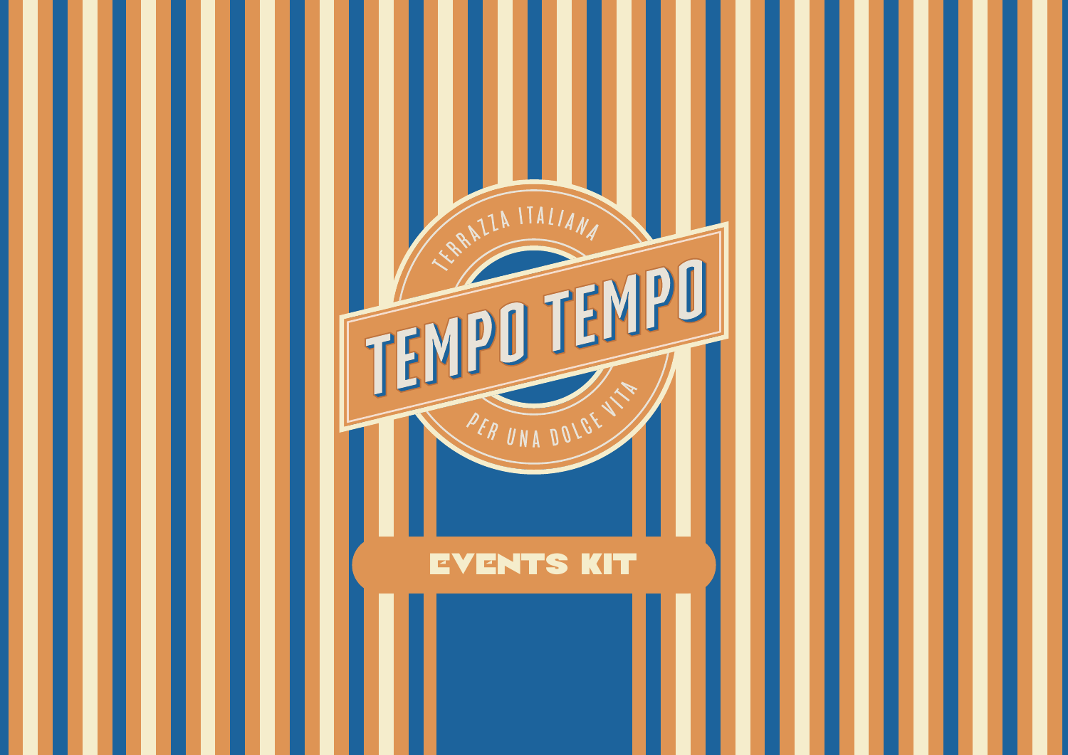TERRAZZA ITALIANA

# TEMPO TEMPO

PER UNA DOLCE VITA

## EVENTS KIT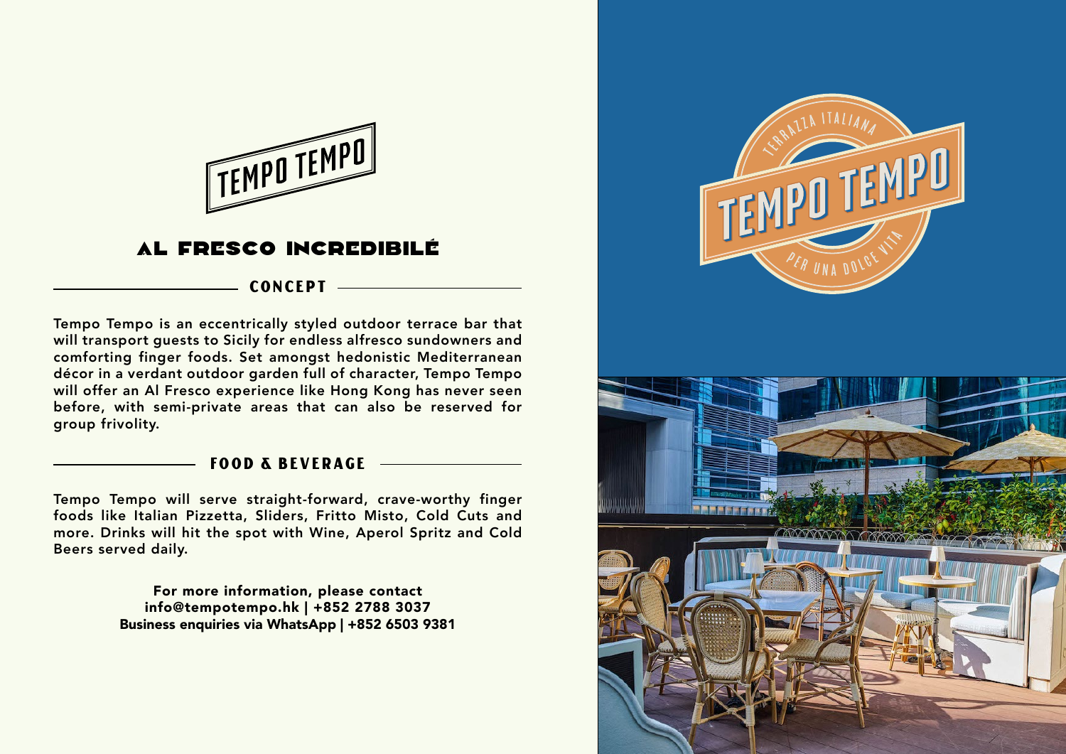# TEMPO TEMPO

## AL FRESCO INCREDIBILÉ

### CONCEPT

**Tempo Tempo is an eccentrically styled outdoor terrace bar that will transport guests to Sicily for endless alfresco sundowners and comforting finger foods. Set amongst hedonistic Mediterranean décor in a verdant outdoor garden full of character, Tempo Tempo will offer an Al Fresco experience like Hong Kong has never seen before, with semi-private areas that can also be reserved for group frivolity.**

### FOOD & BEVERAGE

**Tempo Tempo will serve straight-forward, crave-worthy finger foods like Italian Pizzetta, Sliders, Fritto Misto, Cold Cuts and more. Drinks will hit the spot with Wine, Aperol Spritz and Cold Beers served daily.**

**For more information, please contact**
**info@tempotempo.hk | +852 2788 3037**
**Business enquiries via WhatsApp | +852 6503 9381**

TERRAZZA ITALIANA

TEMPO TEMPO

PER UNA DOLCE VITA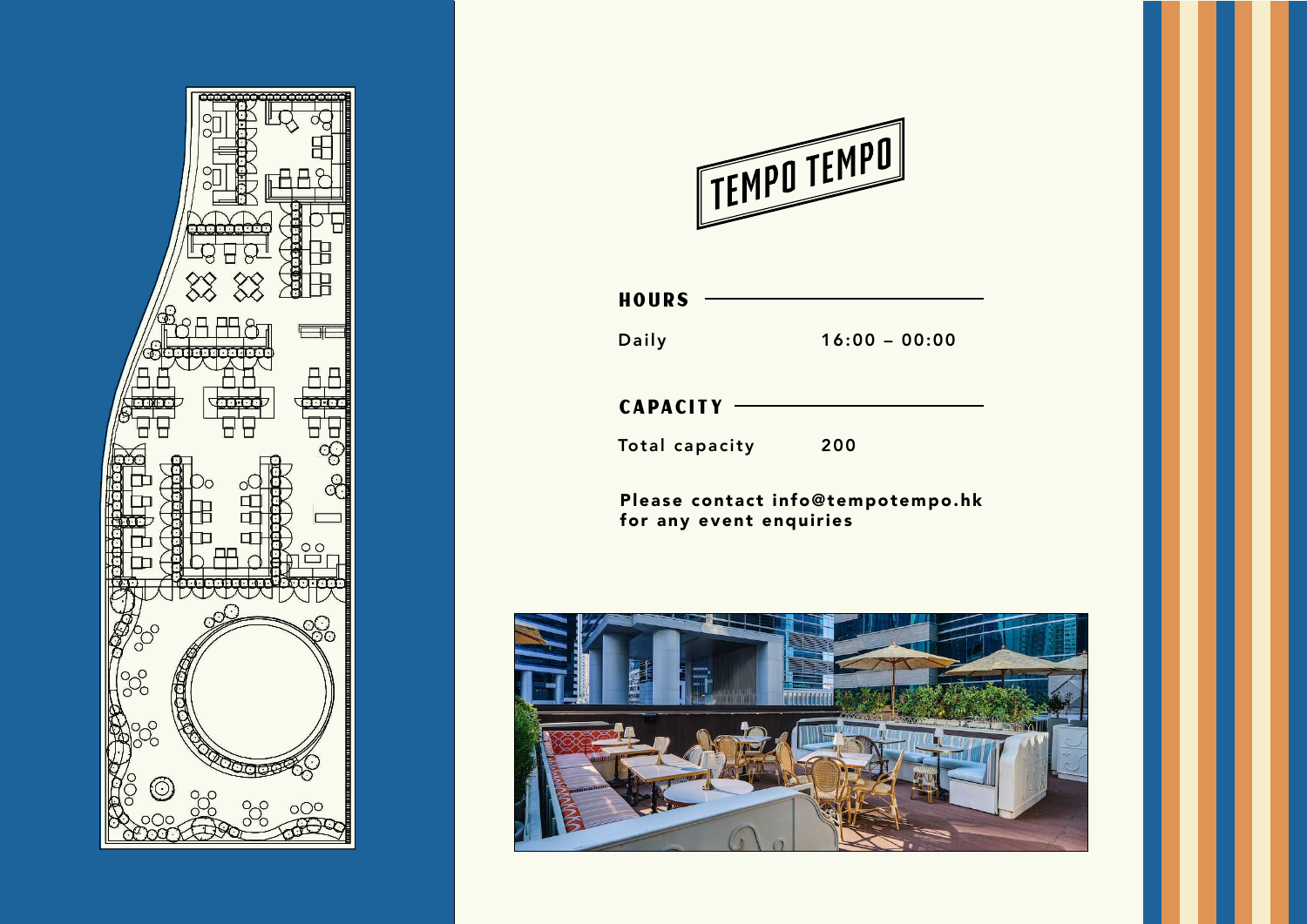# TEMPO TEMPO

## HOURS

| | |
|---|---|
| Daily | 16:00 – 00:00 |

## CAPACITY

| | |
|---|---|
| Total capacity | 200 |

**Please contact info@tempotempo.hk for any event enquiries**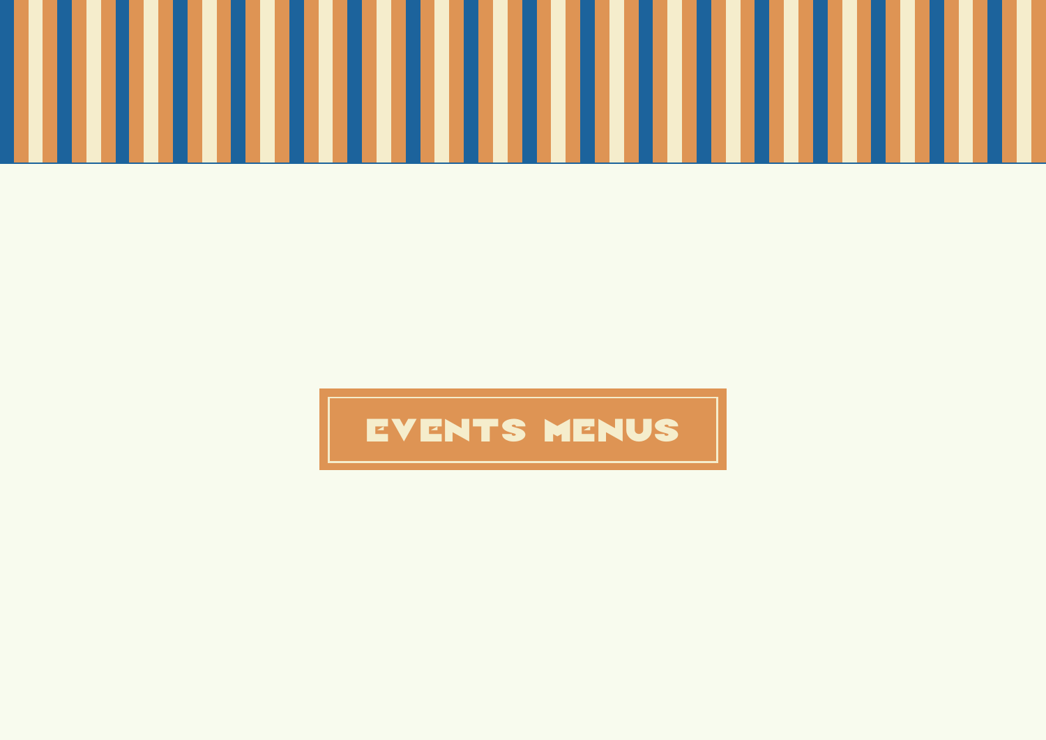# EVENTS MENUS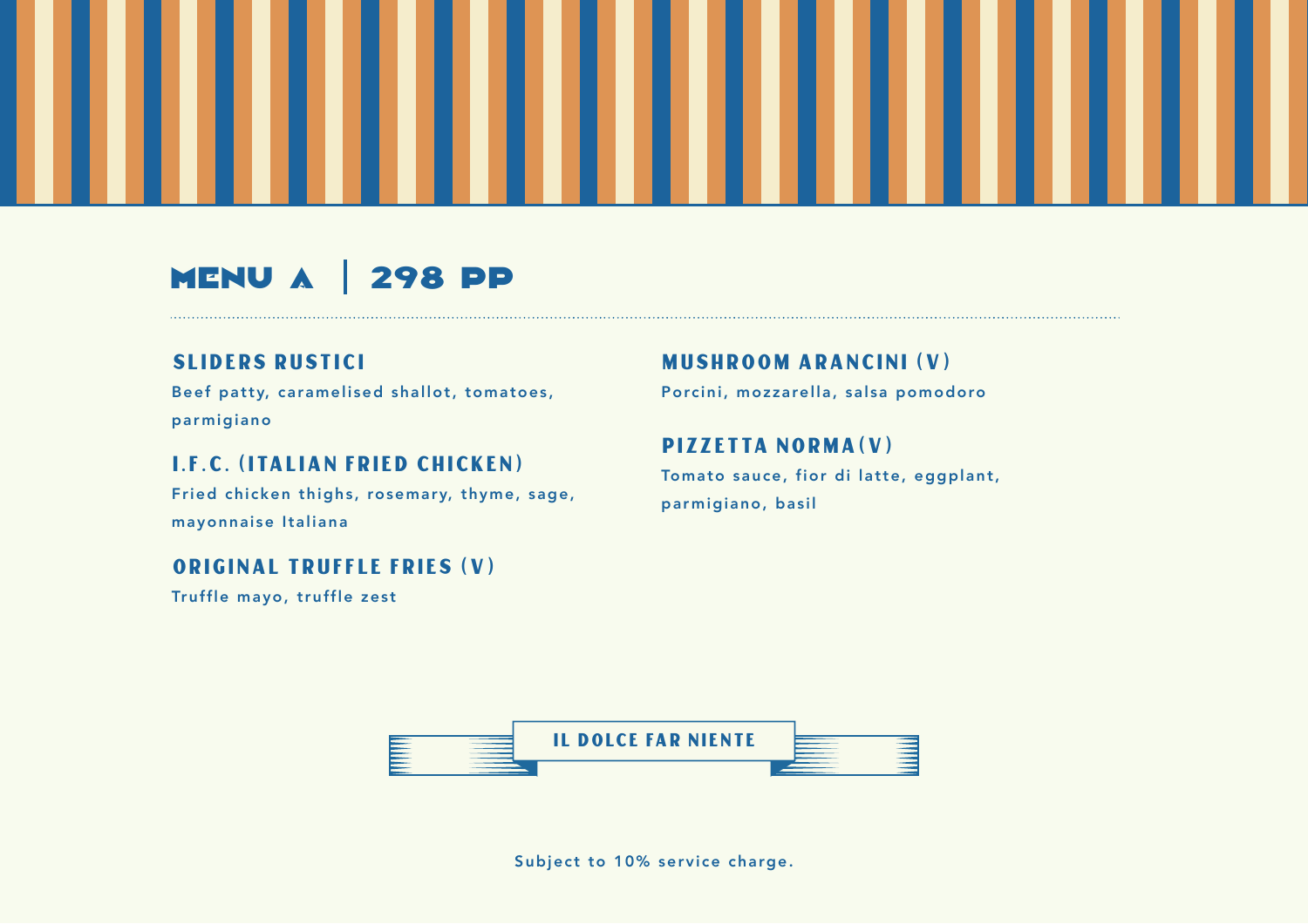# MENU A | 298 PP

### SLIDERS RUSTICI
Beef patty, caramelised shallot, tomatoes, parmigiano

### I.F.C. (ITALIAN FRIED CHICKEN)
Fried chicken thighs, rosemary, thyme, sage, mayonnaise Italiana

### ORIGINAL TRUFFLE FRIES (V)
Truffle mayo, truffle zest

### MUSHROOM ARANCINI (V)
Porcini, mozzarella, salsa pomodoro

### PIZZETTA NORMA(V)
Tomato sauce, fior di latte, eggplant, parmigiano, basil

IL DOLCE FAR NIENTE

Subject to 10% service charge.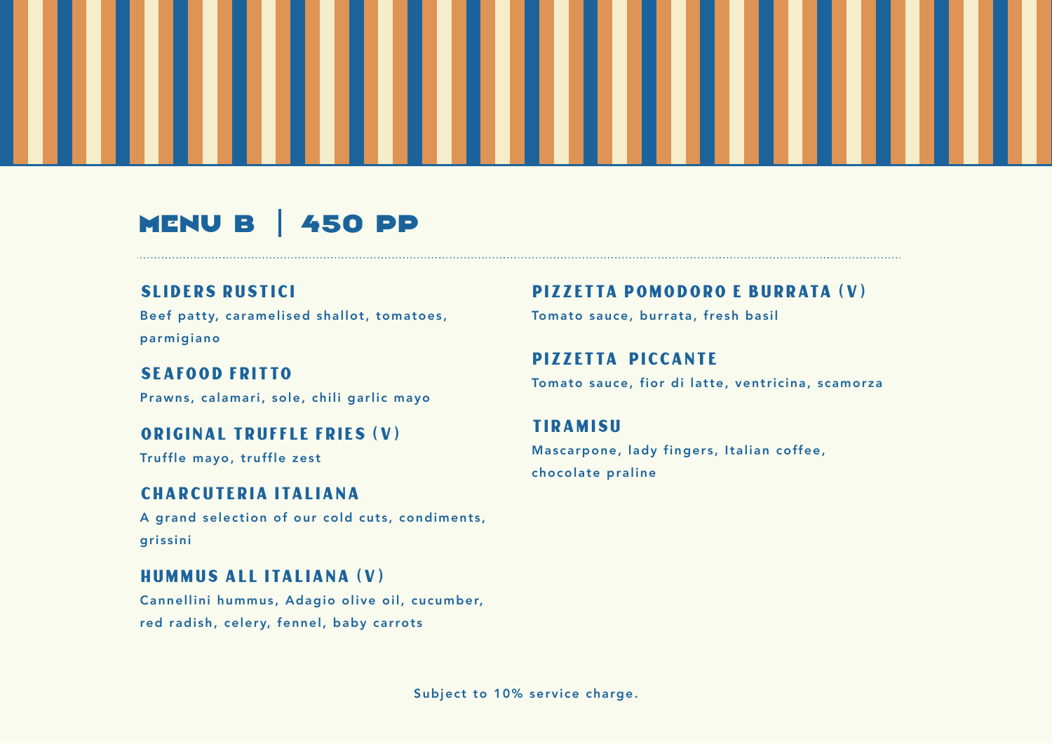# MENU B | 450 PP

### SLIDERS RUSTICI
Beef patty, caramelised shallot, tomatoes, parmigiano

### SEAFOOD FRITTO
Prawns, calamari, sole, chili garlic mayo

### ORIGINAL TRUFFLE FRIES (V)
Truffle mayo, truffle zest

### CHARCUTERIA ITALIANA
A grand selection of our cold cuts, condiments, grissini

### HUMMUS ALL ITALIANA (V)
Cannellini hummus, Adagio olive oil, cucumber, red radish, celery, fennel, baby carrots

### PIZZETTA POMODORO E BURRATA (V)
Tomato sauce, burrata, fresh basil

### PIZZETTA PICCANTE
Tomato sauce, fior di latte, ventricina, scamorza

### TIRAMISU
Mascarpone, lady fingers, Italian coffee, chocolate praline

Subject to 10% service charge.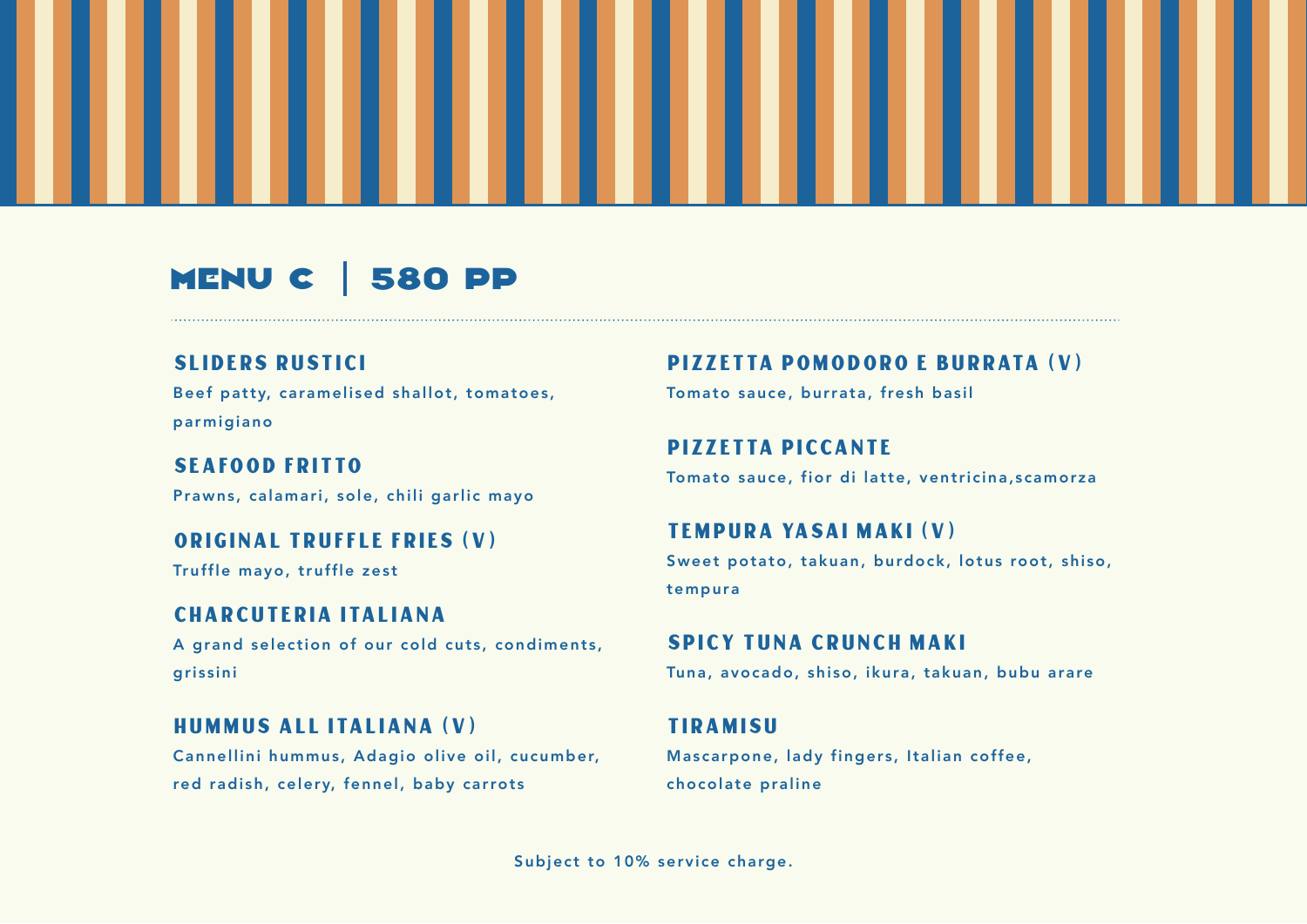# MENU C | 580 PP

### SLIDERS RUSTICI
Beef patty, caramelised shallot, tomatoes, parmigiano

### SEAFOOD FRITTO
Prawns, calamari, sole, chili garlic mayo

### ORIGINAL TRUFFLE FRIES (V)
Truffle mayo, truffle zest

### CHARCUTERIA ITALIANA
A grand selection of our cold cuts, condiments, grissini

### HUMMUS ALL ITALIANA (V)
Cannellini hummus, Adagio olive oil, cucumber, red radish, celery, fennel, baby carrots

### PIZZETTA POMODORO E BURRATA (V)
Tomato sauce, burrata, fresh basil

### PIZZETTA PICCANTE
Tomato sauce, fior di latte, ventricina,scamorza

### TEMPURA YASAI MAKI (V)
Sweet potato, takuan, burdock, lotus root, shiso, tempura

### SPICY TUNA CRUNCH MAKI
Tuna, avocado, shiso, ikura, takuan, bubu arare

### TIRAMISU
Mascarpone, lady fingers, Italian coffee, chocolate praline

Subject to 10% service charge.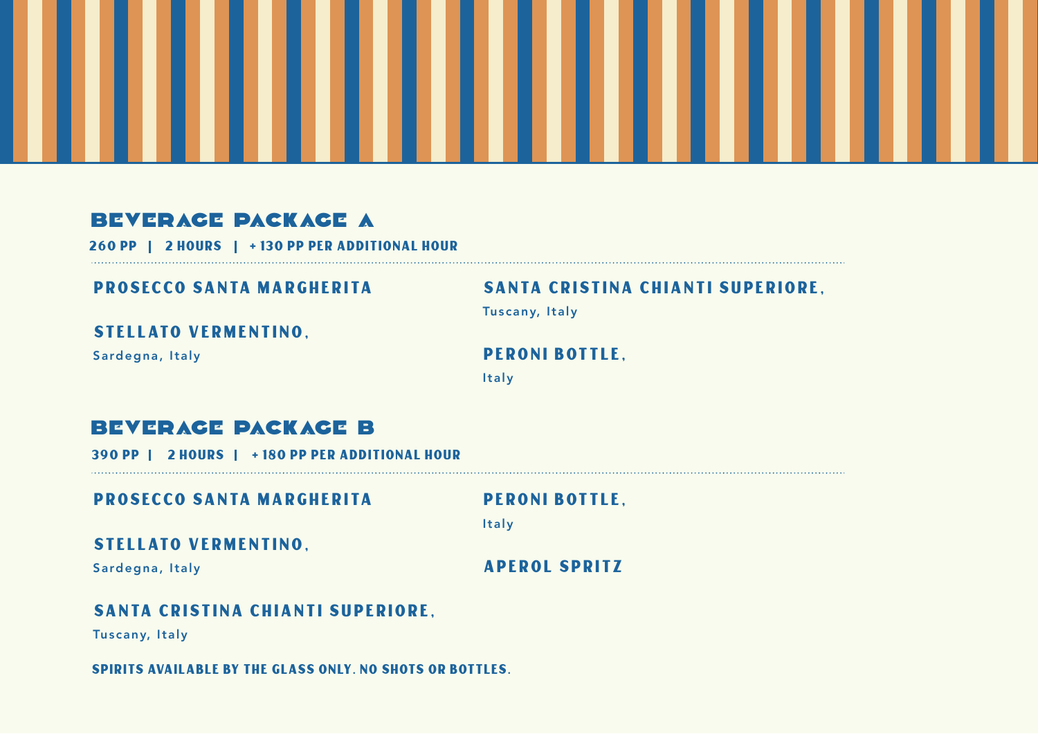## BEVERAGE PACKAGE A

**260 PP | 2 HOURS | + 130 PP PER ADDITIONAL HOUR**

**PROSECCO SANTA MARGHERITA**

**STELLATO VERMENTINO,**
Sardegna, Italy

**SANTA CRISTINA CHIANTI SUPERIORE,**
Tuscany, Italy

**PERONI BOTTLE,**
Italy

## BEVERAGE PACKAGE B

**390 PP | 2 HOURS | + 180 PP PER ADDITIONAL HOUR**

**PROSECCO SANTA MARGHERITA**

**STELLATO VERMENTINO,**
Sardegna, Italy

**SANTA CRISTINA CHIANTI SUPERIORE,**
Tuscany, Italy

**PERONI BOTTLE,**
Italy

**APEROL SPRITZ**

**SPIRITS AVAILABLE BY THE GLASS ONLY. NO SHOTS OR BOTTLES.**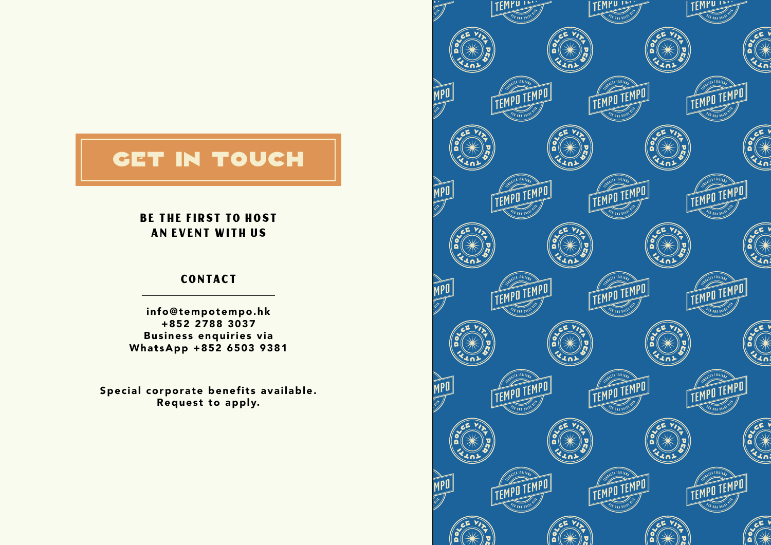# GET IN TOUCH

**BE THE FIRST TO HOST AN EVENT WITH US**

## CONTACT

info@tempotempo.hk
+852 2788 3037
Business enquiries via WhatsApp +852 6503 9381

Special corporate benefits available.
Request to apply.